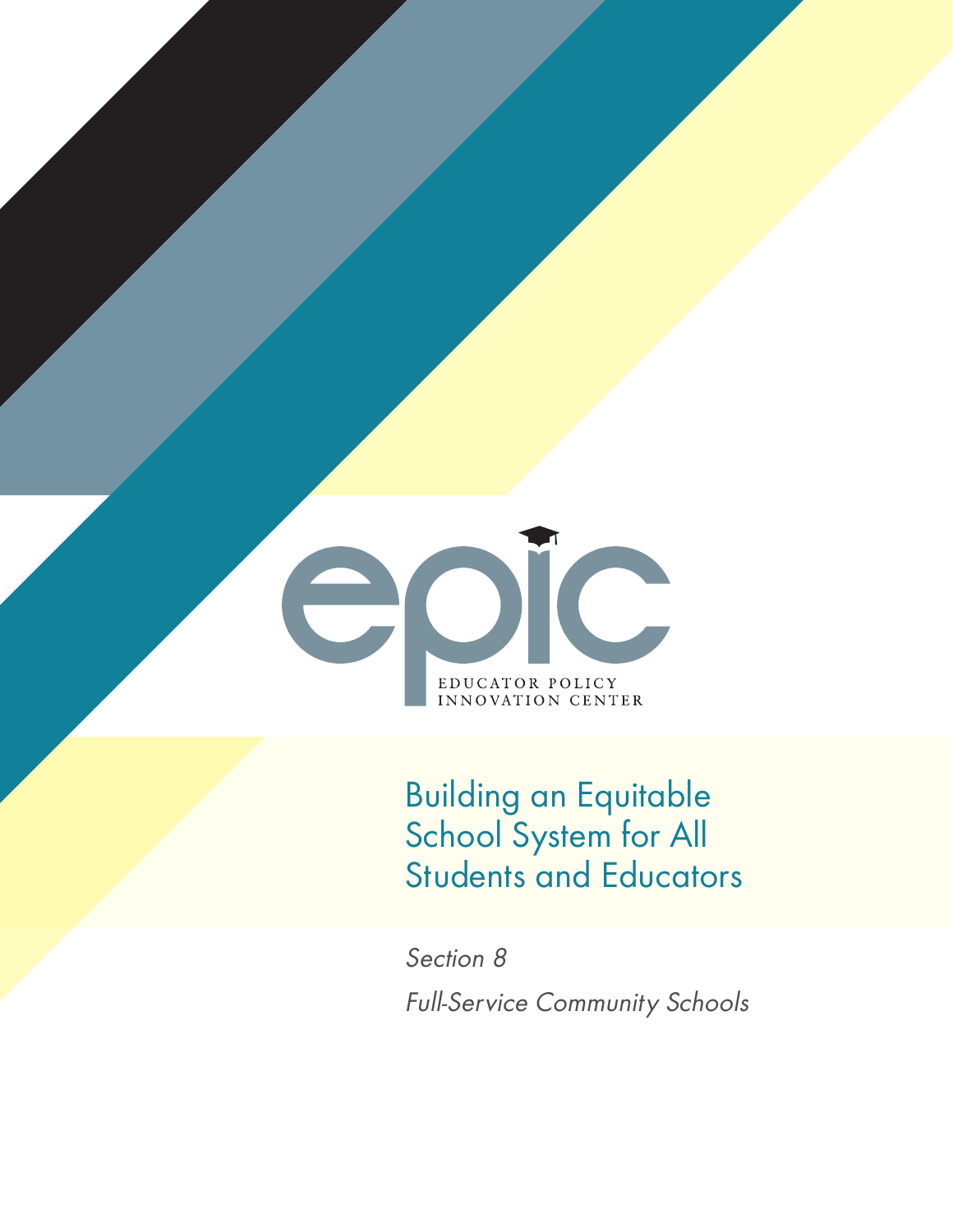epic

EDUCATOR POLICY INNOVATION CENTER

# Building an Equitable School System for All Students and Educators

*Section 8*

*Full-Service Community Schools*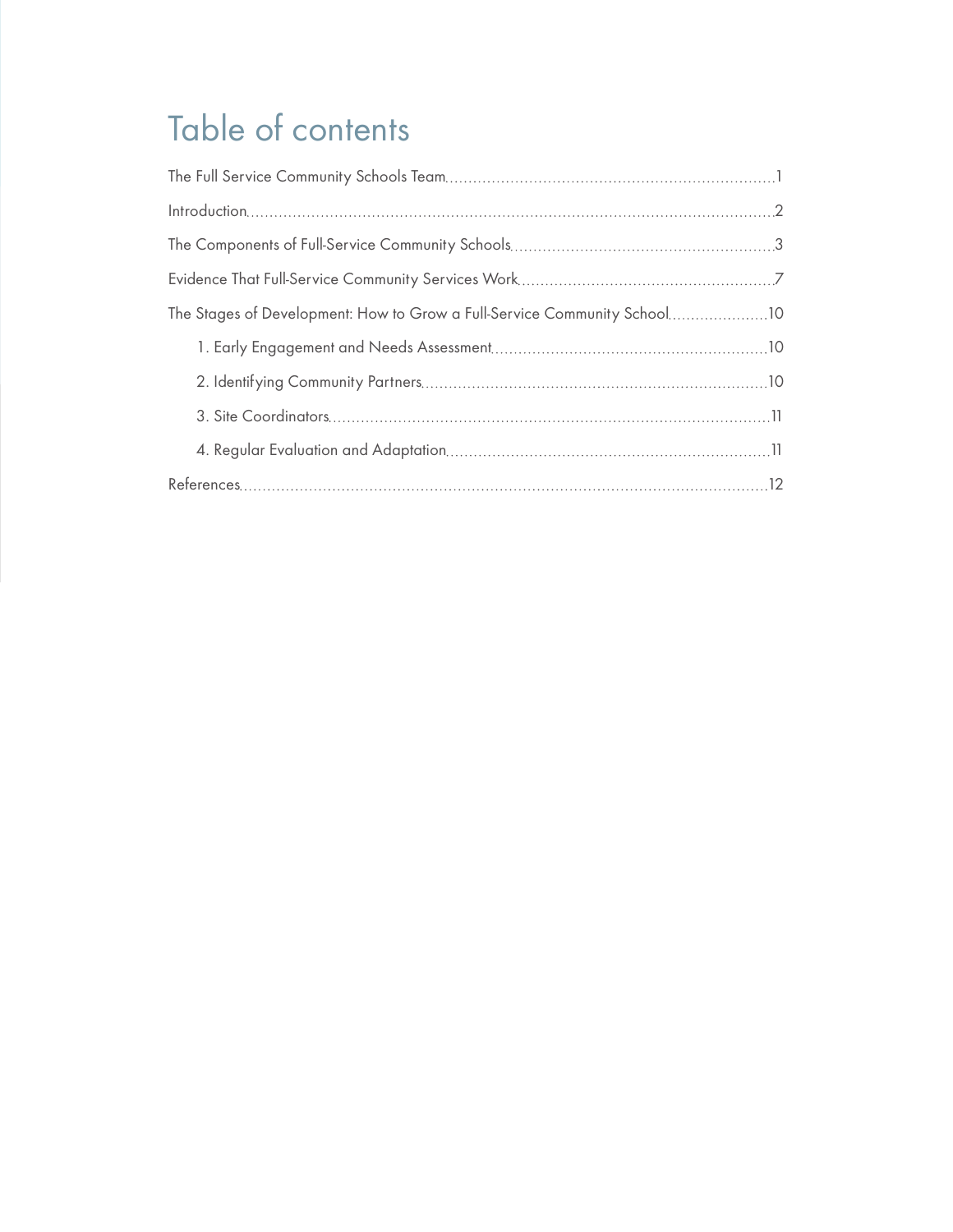# Table of contents

The Full Service Community Schools Team ..... 1

Introduction ..... 2

The Components of Full-Service Community Schools ..... 3

Evidence That Full-Service Community Services Work ..... 7

The Stages of Development: How to Grow a Full-Service Community School ..... 10

- 1. Early Engagement and Needs Assessment ..... 10
- 2. Identifying Community Partners ..... 10
- 3. Site Coordinators ..... 11
- 4. Regular Evaluation and Adaptation ..... 11

References ..... 12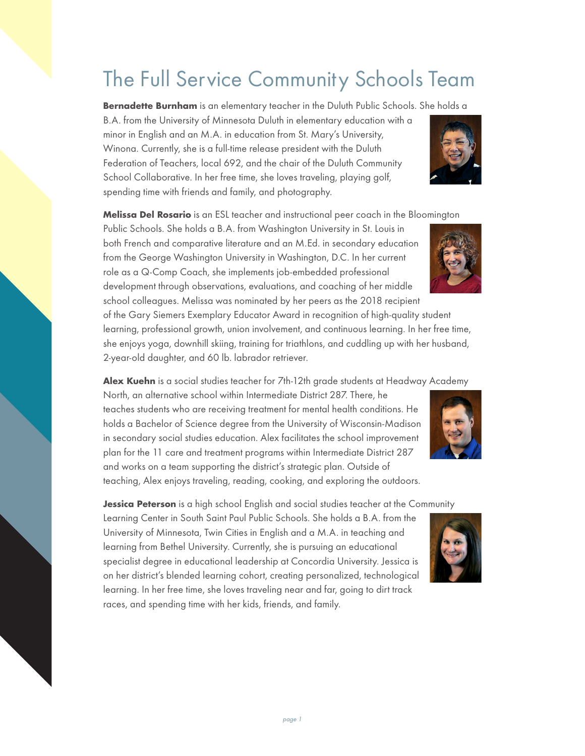# The Full Service Community Schools Team

**Bernadette Burnham** is an elementary teacher in the Duluth Public Schools. She holds a B.A. from the University of Minnesota Duluth in elementary education with a minor in English and an M.A. in education from St. Mary's University, Winona. Currently, she is a full-time release president with the Duluth Federation of Teachers, local 692, and the chair of the Duluth Community School Collaborative. In her free time, she loves traveling, playing golf, spending time with friends and family, and photography.

**Melissa Del Rosario** is an ESL teacher and instructional peer coach in the Bloomington Public Schools. She holds a B.A. from Washington University in St. Louis in both French and comparative literature and an M.Ed. in secondary education from the George Washington University in Washington, D.C. In her current role as a Q-Comp Coach, she implements job-embedded professional development through observations, evaluations, and coaching of her middle school colleagues. Melissa was nominated by her peers as the 2018 recipient of the Gary Siemers Exemplary Educator Award in recognition of high-quality student learning, professional growth, union involvement, and continuous learning. In her free time, she enjoys yoga, downhill skiing, training for triathlons, and cuddling up with her husband, 2-year-old daughter, and 60 lb. labrador retriever.

**Alex Kuehn** is a social studies teacher for 7th-12th grade students at Headway Academy North, an alternative school within Intermediate District 287. There, he teaches students who are receiving treatment for mental health conditions. He holds a Bachelor of Science degree from the University of Wisconsin-Madison in secondary social studies education. Alex facilitates the school improvement plan for the 11 care and treatment programs within Intermediate District 287 and works on a team supporting the district's strategic plan. Outside of teaching, Alex enjoys traveling, reading, cooking, and exploring the outdoors.

**Jessica Peterson** is a high school English and social studies teacher at the Community Learning Center in South Saint Paul Public Schools. She holds a B.A. from the University of Minnesota, Twin Cities in English and a M.A. in teaching and learning from Bethel University. Currently, she is pursuing an educational specialist degree in educational leadership at Concordia University. Jessica is on her district's blended learning cohort, creating personalized, technological learning. In her free time, she loves traveling near and far, going to dirt track races, and spending time with her kids, friends, and family.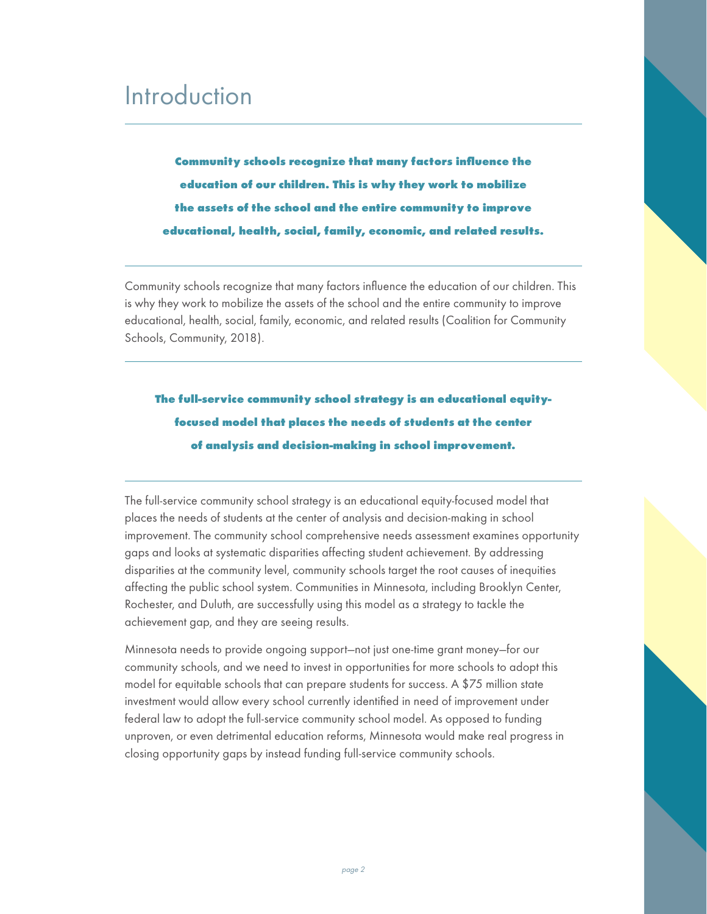# Introduction

**Community schools recognize that many factors influence the education of our children. This is why they work to mobilize the assets of the school and the entire community to improve educational, health, social, family, economic, and related results.**

Community schools recognize that many factors influence the education of our children. This is why they work to mobilize the assets of the school and the entire community to improve educational, health, social, family, economic, and related results (Coalition for Community Schools, Community, 2018).

**The full-service community school strategy is an educational equity-focused model that places the needs of students at the center of analysis and decision-making in school improvement.**

The full-service community school strategy is an educational equity-focused model that places the needs of students at the center of analysis and decision-making in school improvement. The community school comprehensive needs assessment examines opportunity gaps and looks at systematic disparities affecting student achievement. By addressing disparities at the community level, community schools target the root causes of inequities affecting the public school system. Communities in Minnesota, including Brooklyn Center, Rochester, and Duluth, are successfully using this model as a strategy to tackle the achievement gap, and they are seeing results.

Minnesota needs to provide ongoing support—not just one-time grant money—for our community schools, and we need to invest in opportunities for more schools to adopt this model for equitable schools that can prepare students for success. A $75 million state investment would allow every school currently identified in need of improvement under federal law to adopt the full-service community school model. As opposed to funding unproven, or even detrimental education reforms, Minnesota would make real progress in closing opportunity gaps by instead funding full-service community schools.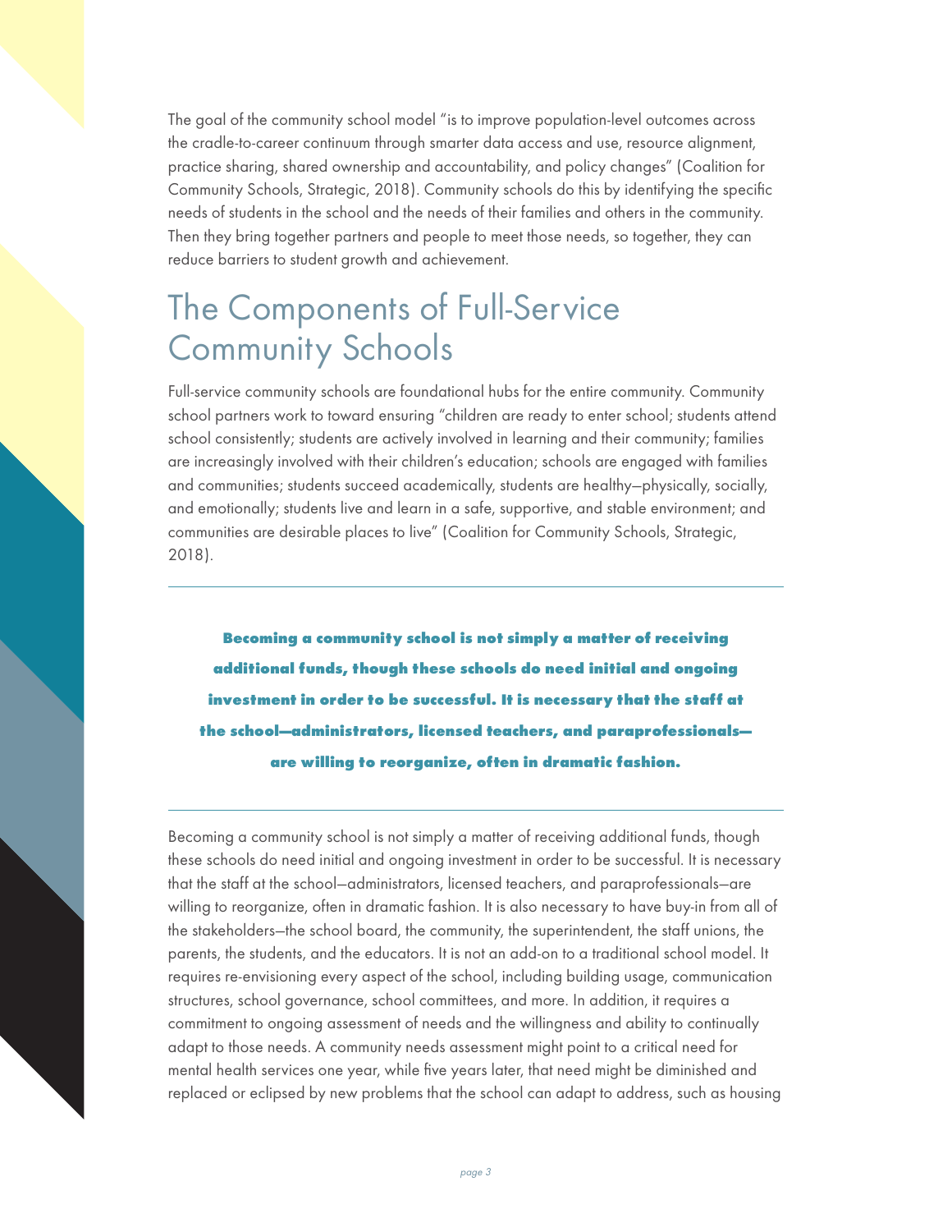The goal of the community school model "is to improve population-level outcomes across the cradle-to-career continuum through smarter data access and use, resource alignment, practice sharing, shared ownership and accountability, and policy changes" (Coalition for Community Schools, Strategic, 2018). Community schools do this by identifying the specific needs of students in the school and the needs of their families and others in the community. Then they bring together partners and people to meet those needs, so together, they can reduce barriers to student growth and achievement.

# The Components of Full-Service Community Schools

Full-service community schools are foundational hubs for the entire community. Community school partners work to toward ensuring "children are ready to enter school; students attend school consistently; students are actively involved in learning and their community; families are increasingly involved with their children's education; schools are engaged with families and communities; students succeed academically, students are healthy—physically, socially, and emotionally; students live and learn in a safe, supportive, and stable environment; and communities are desirable places to live" (Coalition for Community Schools, Strategic, 2018).

---

**Becoming a community school is not simply a matter of receiving additional funds, though these schools do need initial and ongoing investment in order to be successful. It is necessary that the staff at the school—administrators, licensed teachers, and paraprofessionals—are willing to reorganize, often in dramatic fashion.**

---

Becoming a community school is not simply a matter of receiving additional funds, though these schools do need initial and ongoing investment in order to be successful. It is necessary that the staff at the school—administrators, licensed teachers, and paraprofessionals—are willing to reorganize, often in dramatic fashion. It is also necessary to have buy-in from all of the stakeholders—the school board, the community, the superintendent, the staff unions, the parents, the students, and the educators. It is not an add-on to a traditional school model. It requires re-envisioning every aspect of the school, including building usage, communication structures, school governance, school committees, and more. In addition, it requires a commitment to ongoing assessment of needs and the willingness and ability to continually adapt to those needs. A community needs assessment might point to a critical need for mental health services one year, while five years later, that need might be diminished and replaced or eclipsed by new problems that the school can adapt to address, such as housing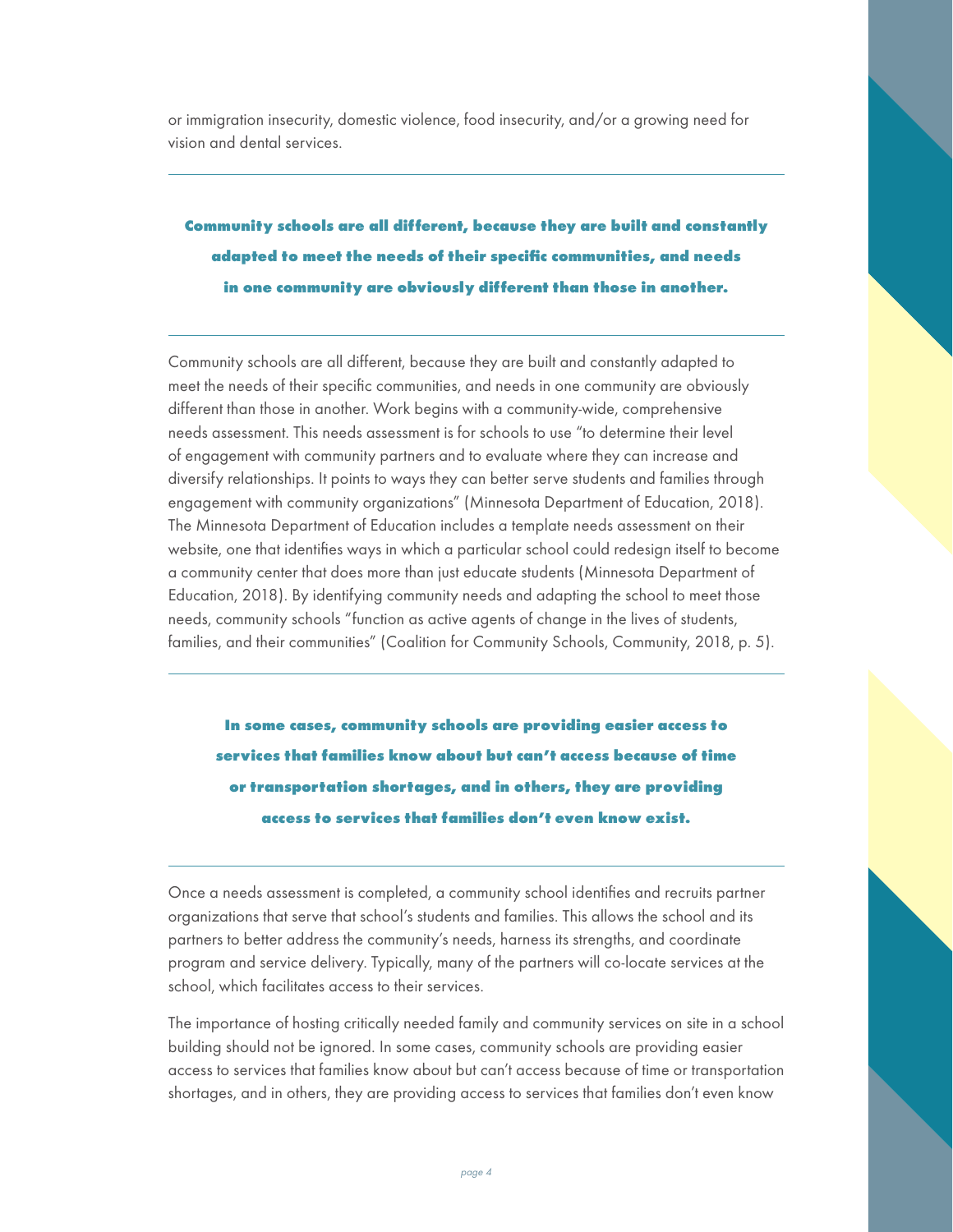or immigration insecurity, domestic violence, food insecurity, and/or a growing need for vision and dental services.

---

**Community schools are all different, because they are built and constantly adapted to meet the needs of their specific communities, and needs in one community are obviously different than those in another.**

---

Community schools are all different, because they are built and constantly adapted to meet the needs of their specific communities, and needs in one community are obviously different than those in another. Work begins with a community-wide, comprehensive needs assessment. This needs assessment is for schools to use "to determine their level of engagement with community partners and to evaluate where they can increase and diversify relationships. It points to ways they can better serve students and families through engagement with community organizations" (Minnesota Department of Education, 2018). The Minnesota Department of Education includes a template needs assessment on their website, one that identifies ways in which a particular school could redesign itself to become a community center that does more than just educate students (Minnesota Department of Education, 2018). By identifying community needs and adapting the school to meet those needs, community schools "function as active agents of change in the lives of students, families, and their communities" (Coalition for Community Schools, Community, 2018, p. 5).

---

**In some cases, community schools are providing easier access to services that families know about but can't access because of time or transportation shortages, and in others, they are providing access to services that families don't even know exist.**

---

Once a needs assessment is completed, a community school identifies and recruits partner organizations that serve that school's students and families. This allows the school and its partners to better address the community's needs, harness its strengths, and coordinate program and service delivery. Typically, many of the partners will co-locate services at the school, which facilitates access to their services.

The importance of hosting critically needed family and community services on site in a school building should not be ignored. In some cases, community schools are providing easier access to services that families know about but can't access because of time or transportation shortages, and in others, they are providing access to services that families don't even know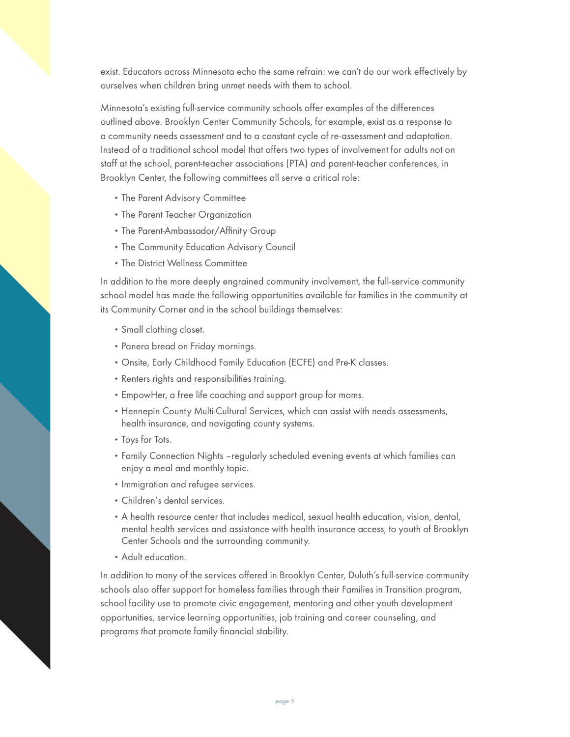exist. Educators across Minnesota echo the same refrain: we can't do our work effectively by ourselves when children bring unmet needs with them to school.

Minnesota's existing full-service community schools offer examples of the differences outlined above. Brooklyn Center Community Schools, for example, exist as a response to a community needs assessment and to a constant cycle of re-assessment and adaptation. Instead of a traditional school model that offers two types of involvement for adults not on staff at the school, parent-teacher associations (PTA) and parent-teacher conferences, in Brooklyn Center, the following committees all serve a critical role:

- The Parent Advisory Committee
- The Parent Teacher Organization
- The Parent-Ambassador/Affinity Group
- The Community Education Advisory Council
- The District Wellness Committee

In addition to the more deeply engrained community involvement, the full-service community school model has made the following opportunities available for families in the community at its Community Corner and in the school buildings themselves:

- Small clothing closet.
- Panera bread on Friday mornings.
- Onsite, Early Childhood Family Education (ECFE) and Pre-K classes.
- Renters rights and responsibilities training.
- EmpowHer, a free life coaching and support group for moms.
- Hennepin County Multi-Cultural Services, which can assist with needs assessments, health insurance, and navigating county systems.
- Toys for Tots.
- Family Connection Nights – regularly scheduled evening events at which families can enjoy a meal and monthly topic.
- Immigration and refugee services.
- Children's dental services.
- A health resource center that includes medical, sexual health education, vision, dental, mental health services and assistance with health insurance access, to youth of Brooklyn Center Schools and the surrounding community.
- Adult education.

In addition to many of the services offered in Brooklyn Center, Duluth's full-service community schools also offer support for homeless families through their Families in Transition program, school facility use to promote civic engagement, mentoring and other youth development opportunities, service learning opportunities, job training and career counseling, and programs that promote family financial stability.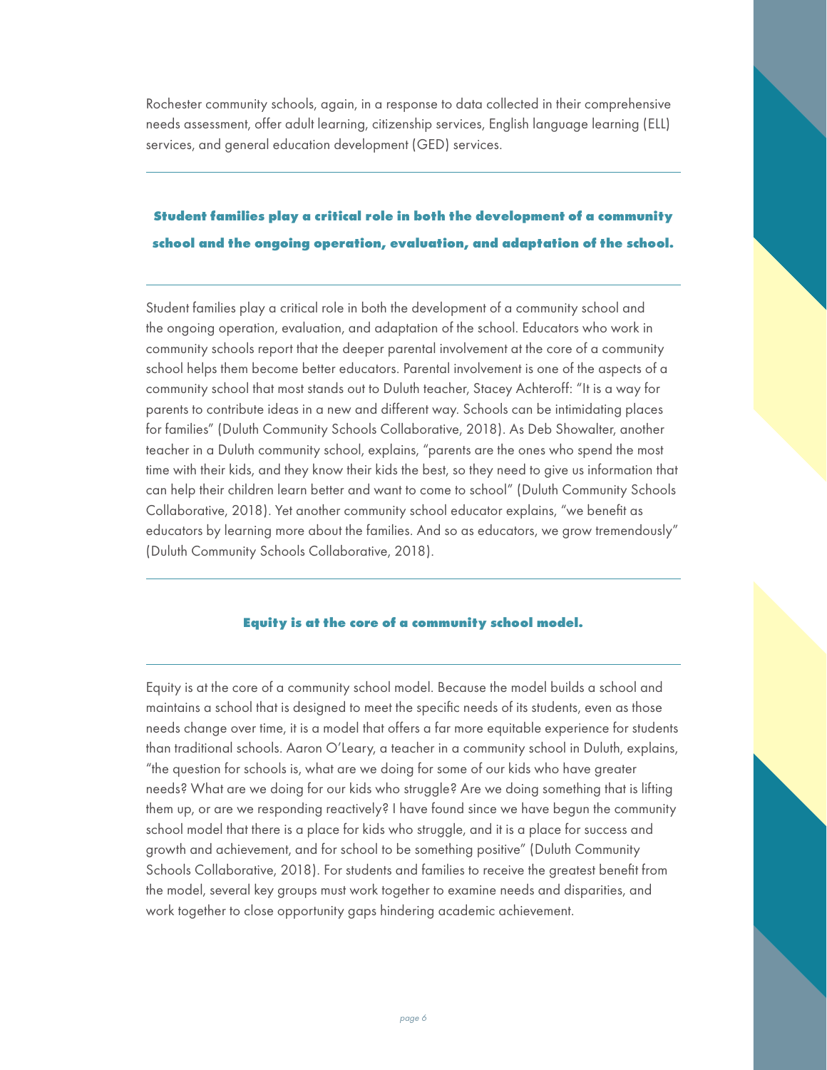Rochester community schools, again, in a response to data collected in their comprehensive needs assessment, offer adult learning, citizenship services, English language learning (ELL) services, and general education development (GED) services.

---

**Student families play a critical role in both the development of a community school and the ongoing operation, evaluation, and adaptation of the school.**

---

Student families play a critical role in both the development of a community school and the ongoing operation, evaluation, and adaptation of the school. Educators who work in community schools report that the deeper parental involvement at the core of a community school helps them become better educators. Parental involvement is one of the aspects of a community school that most stands out to Duluth teacher, Stacey Achteroff: "It is a way for parents to contribute ideas in a new and different way. Schools can be intimidating places for families" (Duluth Community Schools Collaborative, 2018). As Deb Showalter, another teacher in a Duluth community school, explains, "parents are the ones who spend the most time with their kids, and they know their kids the best, so they need to give us information that can help their children learn better and want to come to school" (Duluth Community Schools Collaborative, 2018). Yet another community school educator explains, "we benefit as educators by learning more about the families. And so as educators, we grow tremendously" (Duluth Community Schools Collaborative, 2018).

---

**Equity is at the core of a community school model.**

---

Equity is at the core of a community school model. Because the model builds a school and maintains a school that is designed to meet the specific needs of its students, even as those needs change over time, it is a model that offers a far more equitable experience for students than traditional schools. Aaron O'Leary, a teacher in a community school in Duluth, explains, "the question for schools is, what are we doing for some of our kids who have greater needs? What are we doing for our kids who struggle? Are we doing something that is lifting them up, or are we responding reactively? I have found since we have begun the community school model that there is a place for kids who struggle, and it is a place for success and growth and achievement, and for school to be something positive" (Duluth Community Schools Collaborative, 2018). For students and families to receive the greatest benefit from the model, several key groups must work together to examine needs and disparities, and work together to close opportunity gaps hindering academic achievement.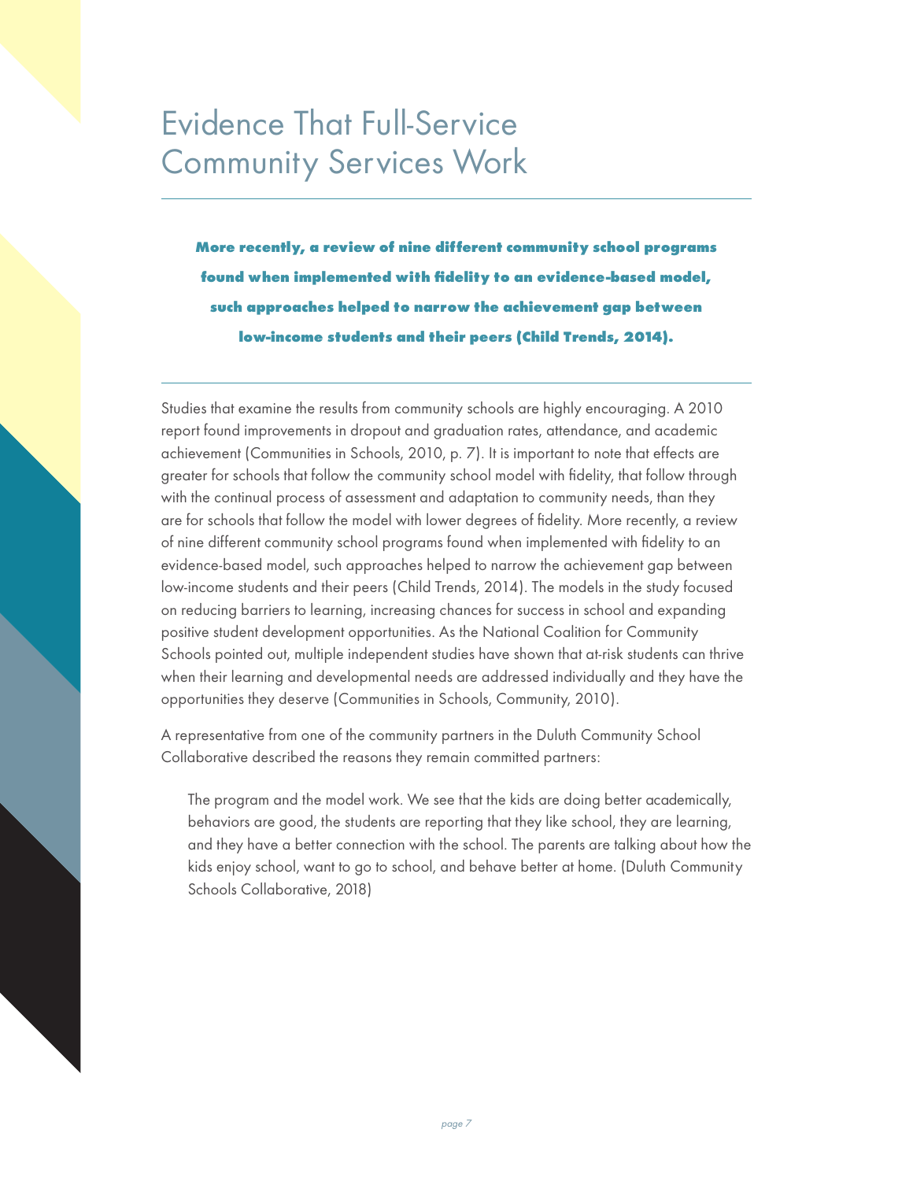# Evidence That Full-Service Community Services Work

**More recently, a review of nine different community school programs found when implemented with fidelity to an evidence-based model, such approaches helped to narrow the achievement gap between low-income students and their peers (Child Trends, 2014).**

Studies that examine the results from community schools are highly encouraging. A 2010 report found improvements in dropout and graduation rates, attendance, and academic achievement (Communities in Schools, 2010, p. 7). It is important to note that effects are greater for schools that follow the community school model with fidelity, that follow through with the continual process of assessment and adaptation to community needs, than they are for schools that follow the model with lower degrees of fidelity. More recently, a review of nine different community school programs found when implemented with fidelity to an evidence-based model, such approaches helped to narrow the achievement gap between low-income students and their peers (Child Trends, 2014). The models in the study focused on reducing barriers to learning, increasing chances for success in school and expanding positive student development opportunities. As the National Coalition for Community Schools pointed out, multiple independent studies have shown that at-risk students can thrive when their learning and developmental needs are addressed individually and they have the opportunities they deserve (Communities in Schools, Community, 2010).

A representative from one of the community partners in the Duluth Community School Collaborative described the reasons they remain committed partners:

> The program and the model work. We see that the kids are doing better academically, behaviors are good, the students are reporting that they like school, they are learning, and they have a better connection with the school. The parents are talking about how the kids enjoy school, want to go to school, and behave better at home. (Duluth Community Schools Collaborative, 2018)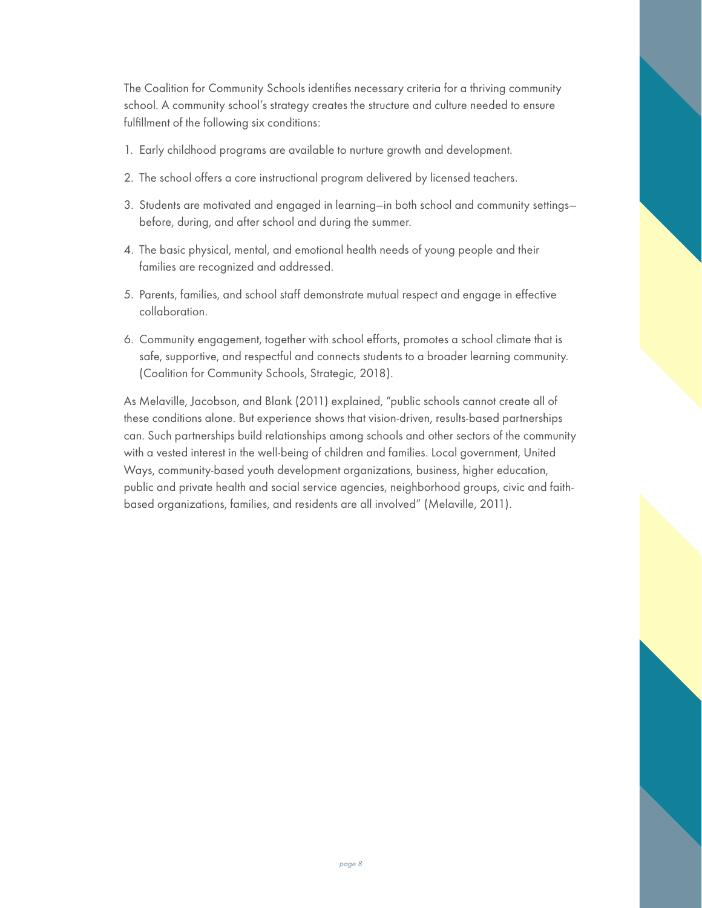The Coalition for Community Schools identifies necessary criteria for a thriving community school. A community school's strategy creates the structure and culture needed to ensure fulfillment of the following six conditions:

1. Early childhood programs are available to nurture growth and development.
2. The school offers a core instructional program delivered by licensed teachers.
3. Students are motivated and engaged in learning—in both school and community settings—before, during, and after school and during the summer.
4. The basic physical, mental, and emotional health needs of young people and their families are recognized and addressed.
5. Parents, families, and school staff demonstrate mutual respect and engage in effective collaboration.
6. Community engagement, together with school efforts, promotes a school climate that is safe, supportive, and respectful and connects students to a broader learning community. (Coalition for Community Schools, Strategic, 2018).

As Melaville, Jacobson, and Blank (2011) explained, "public schools cannot create all of these conditions alone. But experience shows that vision-driven, results-based partnerships can. Such partnerships build relationships among schools and other sectors of the community with a vested interest in the well-being of children and families. Local government, United Ways, community-based youth development organizations, business, higher education, public and private health and social service agencies, neighborhood groups, civic and faith-based organizations, families, and residents are all involved" (Melaville, 2011).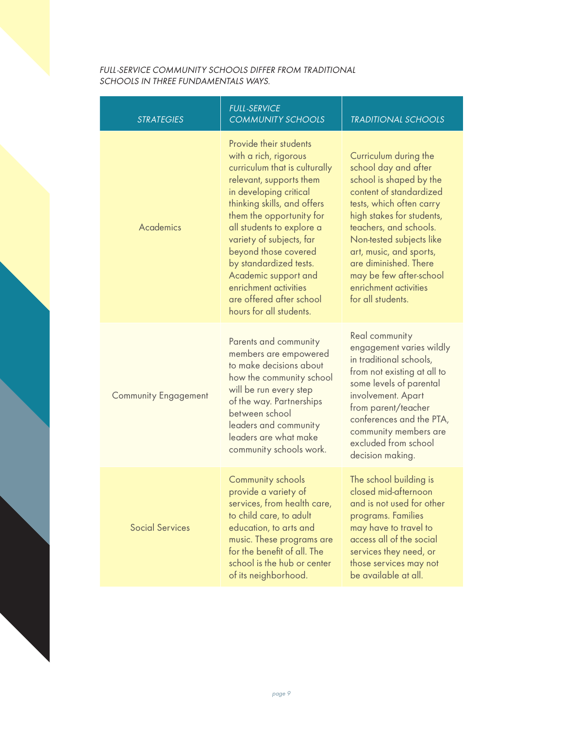*FULL-SERVICE COMMUNITY SCHOOLS DIFFER FROM TRADITIONAL SCHOOLS IN THREE FUNDAMENTALS WAYS.*

| *STRATEGIES* | *FULL-SERVICE COMMUNITY SCHOOLS* | *TRADITIONAL SCHOOLS* |
|---|---|---|
| Academics | Provide their students with a rich, rigorous curriculum that is culturally relevant, supports them in developing critical thinking skills, and offers them the opportunity for all students to explore a variety of subjects, far beyond those covered by standardized tests. Academic support and enrichment activities are offered after school hours for all students. | Curriculum during the school day and after school is shaped by the content of standardized tests, which often carry high stakes for students, teachers, and schools. Non-tested subjects like art, music, and sports, are diminished. There may be few after-school enrichment activities for all students. |
| Community Engagement | Parents and community members are empowered to make decisions about how the community school will be run every step of the way. Partnerships between school leaders and community leaders are what make community schools work. | Real community engagement varies wildly in traditional schools, from not existing at all to some levels of parental involvement. Apart from parent/teacher conferences and the PTA, community members are excluded from school decision making. |
| Social Services | Community schools provide a variety of services, from health care, to child care, to adult education, to arts and music. These programs are for the benefit of all. The school is the hub or center of its neighborhood. | The school building is closed mid-afternoon and is not used for other programs. Families may have to travel to access all of the social services they need, or those services may not be available at all. |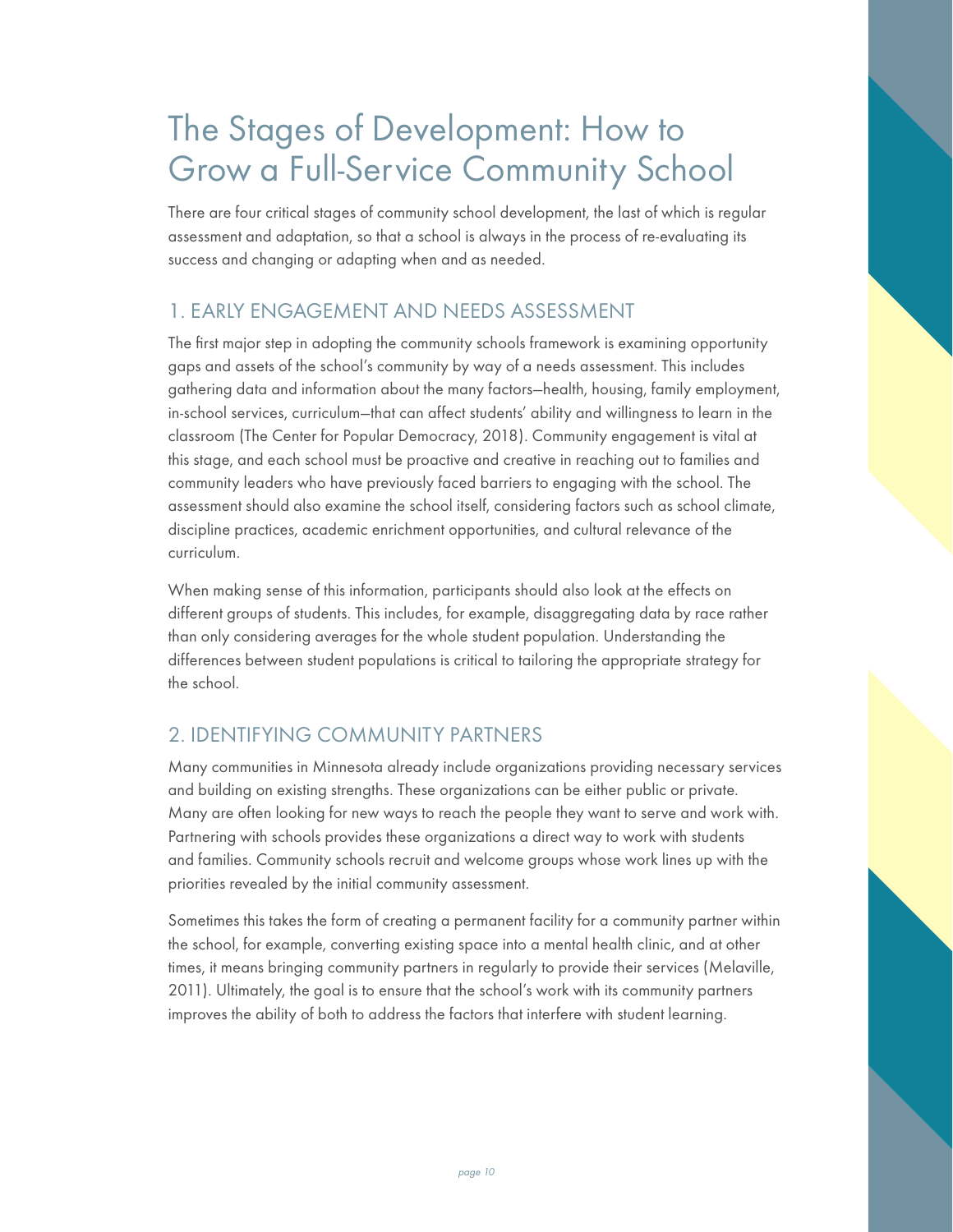# The Stages of Development: How to Grow a Full-Service Community School

There are four critical stages of community school development, the last of which is regular assessment and adaptation, so that a school is always in the process of re-evaluating its success and changing or adapting when and as needed.

## 1. EARLY ENGAGEMENT AND NEEDS ASSESSMENT

The first major step in adopting the community schools framework is examining opportunity gaps and assets of the school's community by way of a needs assessment. This includes gathering data and information about the many factors—health, housing, family employment, in-school services, curriculum—that can affect students' ability and willingness to learn in the classroom (The Center for Popular Democracy, 2018). Community engagement is vital at this stage, and each school must be proactive and creative in reaching out to families and community leaders who have previously faced barriers to engaging with the school. The assessment should also examine the school itself, considering factors such as school climate, discipline practices, academic enrichment opportunities, and cultural relevance of the curriculum.

When making sense of this information, participants should also look at the effects on different groups of students. This includes, for example, disaggregating data by race rather than only considering averages for the whole student population. Understanding the differences between student populations is critical to tailoring the appropriate strategy for the school.

## 2. IDENTIFYING COMMUNITY PARTNERS

Many communities in Minnesota already include organizations providing necessary services and building on existing strengths. These organizations can be either public or private. Many are often looking for new ways to reach the people they want to serve and work with. Partnering with schools provides these organizations a direct way to work with students and families. Community schools recruit and welcome groups whose work lines up with the priorities revealed by the initial community assessment.

Sometimes this takes the form of creating a permanent facility for a community partner within the school, for example, converting existing space into a mental health clinic, and at other times, it means bringing community partners in regularly to provide their services (Melaville, 2011). Ultimately, the goal is to ensure that the school's work with its community partners improves the ability of both to address the factors that interfere with student learning.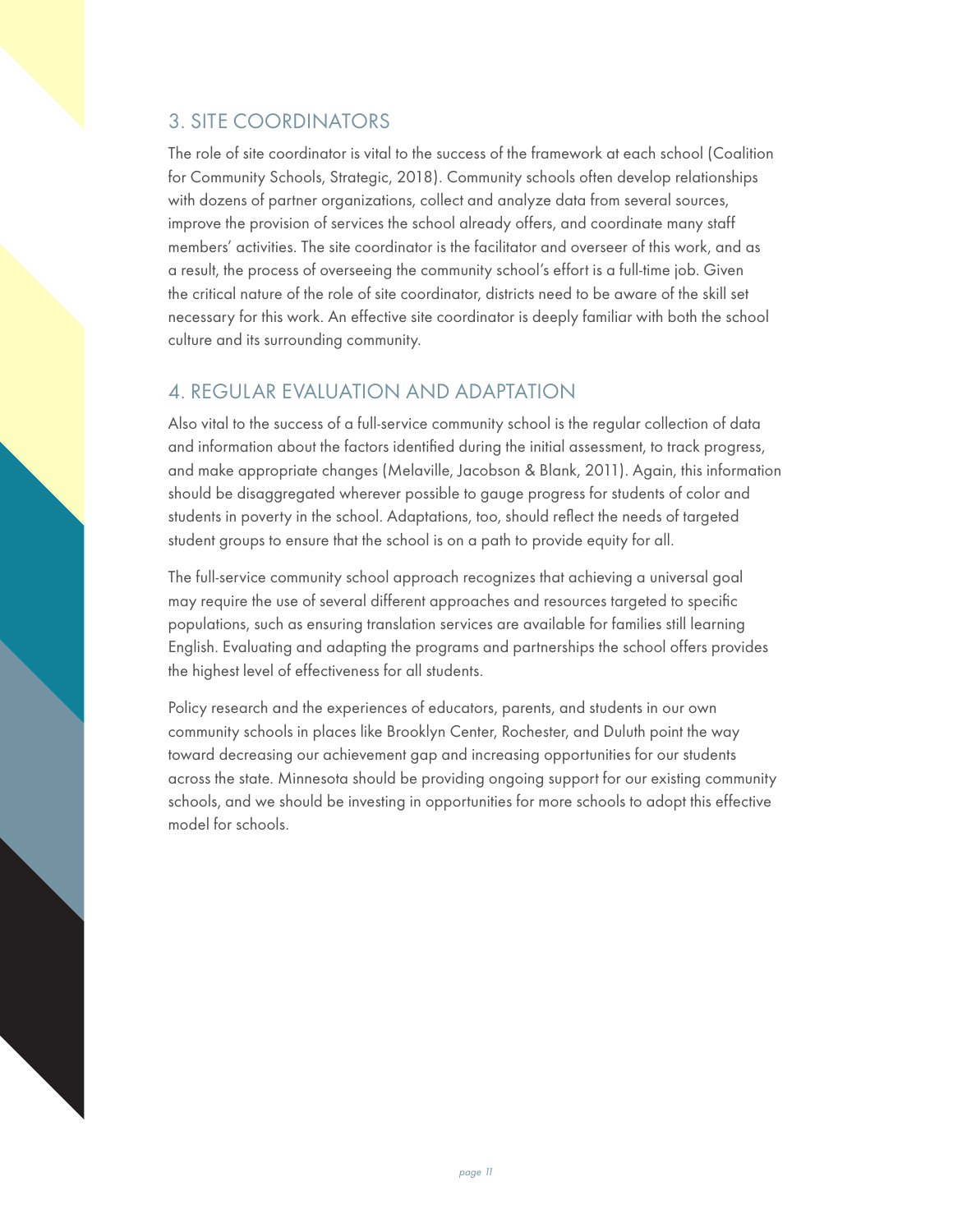## 3. SITE COORDINATORS

The role of site coordinator is vital to the success of the framework at each school (Coalition for Community Schools, Strategic, 2018). Community schools often develop relationships with dozens of partner organizations, collect and analyze data from several sources, improve the provision of services the school already offers, and coordinate many staff members' activities. The site coordinator is the facilitator and overseer of this work, and as a result, the process of overseeing the community school's effort is a full-time job. Given the critical nature of the role of site coordinator, districts need to be aware of the skill set necessary for this work. An effective site coordinator is deeply familiar with both the school culture and its surrounding community.

## 4. REGULAR EVALUATION AND ADAPTATION

Also vital to the success of a full-service community school is the regular collection of data and information about the factors identified during the initial assessment, to track progress, and make appropriate changes (Melaville, Jacobson & Blank, 2011). Again, this information should be disaggregated wherever possible to gauge progress for students of color and students in poverty in the school. Adaptations, too, should reflect the needs of targeted student groups to ensure that the school is on a path to provide equity for all.

The full-service community school approach recognizes that achieving a universal goal may require the use of several different approaches and resources targeted to specific populations, such as ensuring translation services are available for families still learning English. Evaluating and adapting the programs and partnerships the school offers provides the highest level of effectiveness for all students.

Policy research and the experiences of educators, parents, and students in our own community schools in places like Brooklyn Center, Rochester, and Duluth point the way toward decreasing our achievement gap and increasing opportunities for our students across the state. Minnesota should be providing ongoing support for our existing community schools, and we should be investing in opportunities for more schools to adopt this effective model for schools.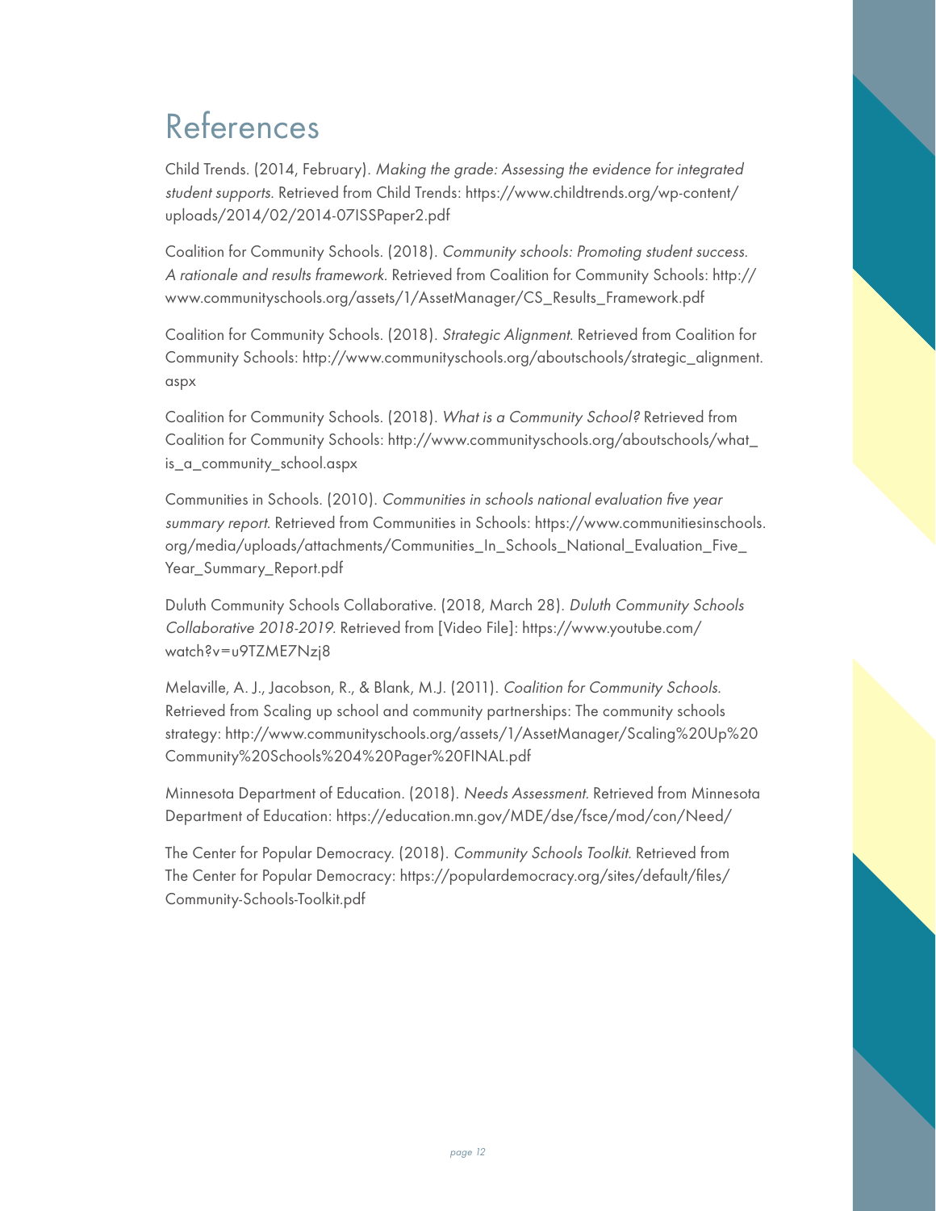# References

Child Trends. (2014, February). *Making the grade: Assessing the evidence for integrated student supports*. Retrieved from Child Trends: https://www.childtrends.org/wp-content/uploads/2014/02/2014-07ISSPaper2.pdf

Coalition for Community Schools. (2018). *Community schools: Promoting student success. A rationale and results framework*. Retrieved from Coalition for Community Schools: http://www.communityschools.org/assets/1/AssetManager/CS_Results_Framework.pdf

Coalition for Community Schools. (2018). *Strategic Alignment*. Retrieved from Coalition for Community Schools: http://www.communityschools.org/aboutschools/strategic_alignment.aspx

Coalition for Community Schools. (2018). *What is a Community School?* Retrieved from Coalition for Community Schools: http://www.communityschools.org/aboutschools/what_is_a_community_school.aspx

Communities in Schools. (2010). *Communities in schools national evaluation five year summary report*. Retrieved from Communities in Schools: https://www.communitiesinschools.org/media/uploads/attachments/Communities_In_Schools_National_Evaluation_Five_Year_Summary_Report.pdf

Duluth Community Schools Collaborative. (2018, March 28). *Duluth Community Schools Collaborative 2018-2019*. Retrieved from [Video File]: https://www.youtube.com/watch?v=u9TZME7Nzj8

Melaville, A. J., Jacobson, R., & Blank, M.J. (2011). *Coalition for Community Schools.* Retrieved from Scaling up school and community partnerships: The community schools strategy: http://www.communityschools.org/assets/1/AssetManager/Scaling%20Up%20Community%20Schools%204%20Pager%20FINAL.pdf

Minnesota Department of Education. (2018). *Needs Assessment.* Retrieved from Minnesota Department of Education: https://education.mn.gov/MDE/dse/fsce/mod/con/Need/

The Center for Popular Democracy. (2018). *Community Schools Toolkit.* Retrieved from The Center for Popular Democracy: https://populardemocracy.org/sites/default/files/Community-Schools-Toolkit.pdf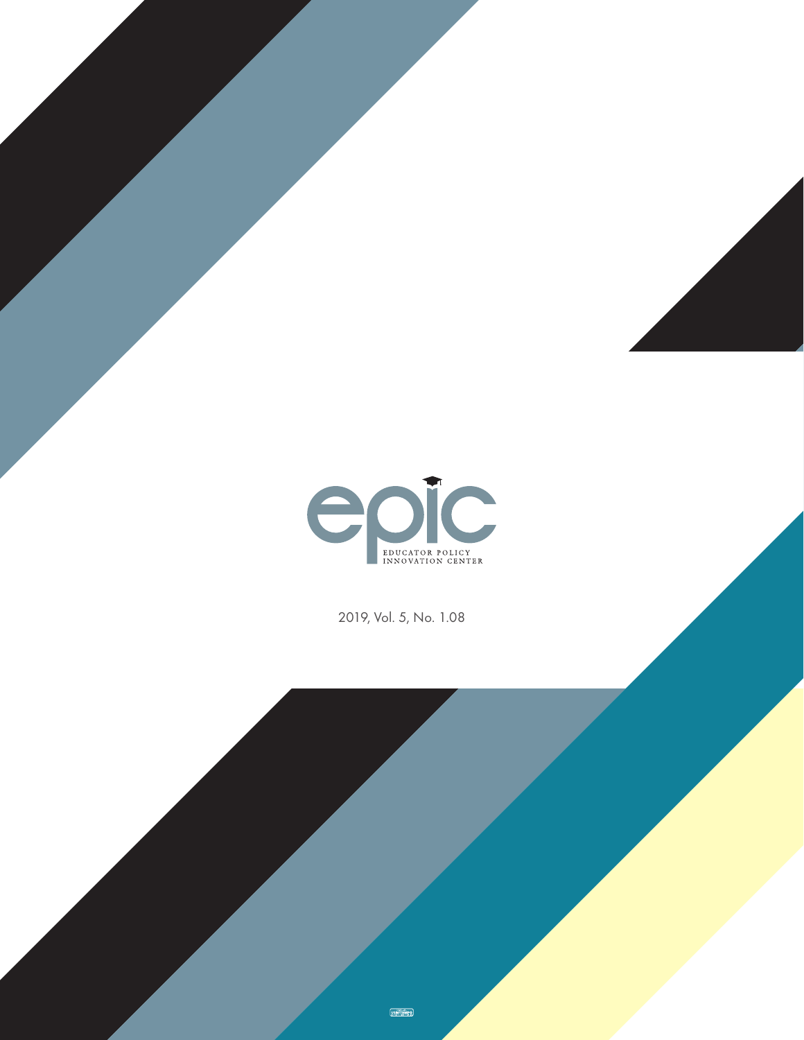EDUCATOR POLICY INNOVATION CENTER

2019, Vol. 5, No. 1.08